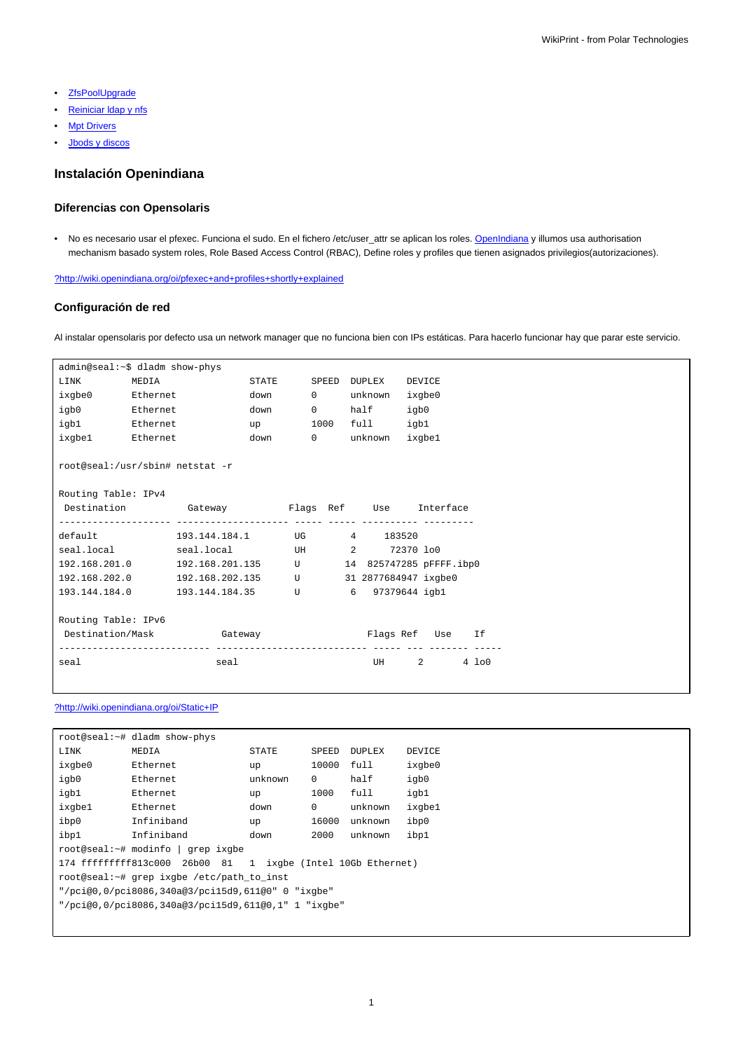- [ZfsPoolUpgrade]
- [Reiniciar ldap y nfs]
- [Mpt Drivers]
- [Jbods y discos]

## Instalación Openindiana

### Diferencias con Opensolaris

- No es necesario usar el pfexec. Funciona el sudo. En el fichero /etc/user_attr se aplican los roles. OpenIndiana y illumos usa authorisation mechanism basado system roles, Role Based Access Control (RBAC), Define roles y profiles que tienen asignados privilegios(autorizaciones).

?http://wiki.openindiana.org/oi/pfexec+and+profiles+shortly+explained

### Configuración de red

Al instalar opensolaris por defecto usa un network manager que no funciona bien con IPs estáticas. Para hacerlo funcionar hay que parar este servicio.

```
admin@seal:~$ dladm show-phys
LINK         MEDIA                STATE      SPEED  DUPLEX    DEVICE
ixgbe0       Ethernet             down       0      unknown   ixgbe0
igb0         Ethernet             down       0      half      igb0
igb1         Ethernet             up         1000   full      igb1
ixgbe1       Ethernet             down       0      unknown   ixgbe1

root@seal:/usr/sbin# netstat -r

Routing Table: IPv4
  Destination           Gateway           Flags  Ref     Use     Interface
-------------------- -------------------- ----- ----- ---------- ---------
default              193.144.184.1        UG        4     183520
seal.local           seal.local           UH        2      72370 lo0
192.168.201.0        192.168.201.135      U        14  825747285 pFFFF.ibp0
192.168.202.0        192.168.202.135      U        31 2877684947 ixgbe0
193.144.184.0        193.144.184.35       U         6   97379644 igb1

Routing Table: IPv6
  Destination/Mask            Gateway                   Flags Ref   Use    If
--------------------------- --------------------------- ----- --- ------- -----
seal                        seal                         UH      2       4 lo0
```

?http://wiki.openindiana.org/oi/Static+IP

```
root@seal:~# dladm show-phys
LINK         MEDIA                STATE      SPEED  DUPLEX    DEVICE
ixgbe0       Ethernet             up         10000  full      ixgbe0
igb0         Ethernet             unknown    0      half      igb0
igb1         Ethernet             up         1000   full      igb1
ixgbe1       Ethernet             down       0      unknown   ixgbe1
ibp0         Infiniband           up         16000  unknown   ibp0
ibp1         Infiniband           down       2000   unknown   ibp1
root@seal:~# modinfo | grep ixgbe
174 fffffffff813c000  26b00  81   1  ixgbe (Intel 10Gb Ethernet)
root@seal:~# grep ixgbe /etc/path_to_inst
"/pci@0,0/pci8086,340a@3/pci15d9,611@0" 0 "ixgbe"
"/pci@0,0/pci8086,340a@3/pci15d9,611@0,1" 1 "ixgbe"
```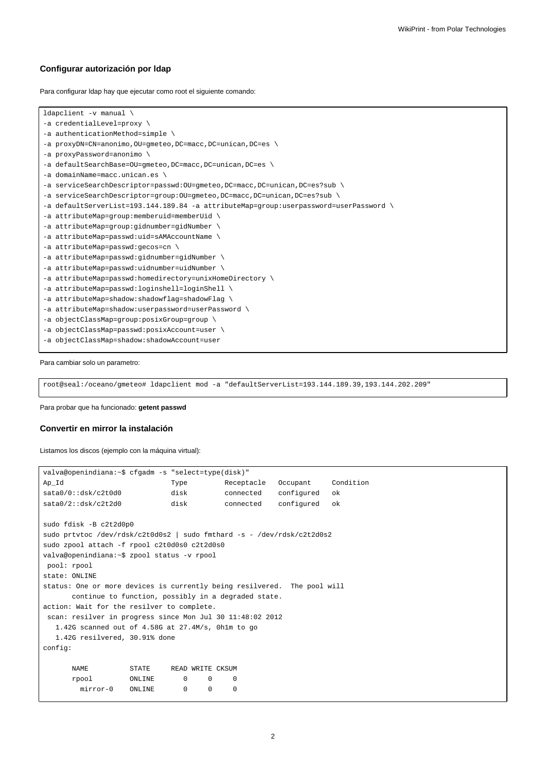### Configurar autorización por ldap

Para configurar ldap hay que ejecutar como root el siguiente comando:

```
ldapclient -v manual \
-a credentialLevel=proxy \
-a authenticationMethod=simple \
-a proxyDN=CN=anonimo,OU=gmeteo,DC=macc,DC=unican,DC=es \
-a proxyPassword=anonimo \
-a defaultSearchBase=OU=gmeteo,DC=macc,DC=unican,DC=es \
-a domainName=macc.unican.es \
-a serviceSearchDescriptor=passwd:OU=gmeteo,DC=macc,DC=unican,DC=es?sub \
-a serviceSearchDescriptor=group:OU=gmeteo,DC=macc,DC=unican,DC=es?sub \
-a defaultServerList=193.144.189.84 -a attributeMap=group:userpassword=userPassword \
-a attributeMap=group:memberuid=memberUid \
-a attributeMap=group:gidnumber=gidNumber \
-a attributeMap=passwd:uid=sAMAccountName \
-a attributeMap=passwd:gecos=cn \
-a attributeMap=passwd:gidnumber=gidNumber \
-a attributeMap=passwd:uidnumber=uidNumber \
-a attributeMap=passwd:homedirectory=unixHomeDirectory \
-a attributeMap=passwd:loginshell=loginShell \
-a attributeMap=shadow:shadowflag=shadowFlag \
-a attributeMap=shadow:userpassword=userPassword \
-a objectClassMap=group:posixGroup=group \
-a objectClassMap=passwd:posixAccount=user \
-a objectClassMap=shadow:shadowAccount=user
```

Para cambiar solo un parametro:

```
root@seal:/oceano/gmeteo# ldapclient mod -a "defaultServerList=193.144.189.39,193.144.202.209"
```

Para probar que ha funcionado: **getent passwd**

### Convertir en mirror la instalación

Listamos los discos (ejemplo con la máquina virtual):

```
valva@openindiana:~$ cfgadm -s "select=type(disk)"
Ap_Id                          Type         Receptacle   Occupant     Condition
sata0/0::dsk/c2t0d0            disk         connected    configured   ok
sata0/2::dsk/c2t2d0            disk         connected    configured   ok

sudo fdisk -B c2t2d0p0
sudo prtvtoc /dev/rdsk/c2t0d0s2 | sudo fmthard -s - /dev/rdsk/c2t2d0s2
sudo zpool attach -f rpool c2t0d0s0 c2t2d0s0
valva@openindiana:~$ zpool status -v rpool
 pool: rpool
state: ONLINE
status: One or more devices is currently being resilvered.  The pool will
       continue to function, possibly in a degraded state.
action: Wait for the resilver to complete.
 scan: resilver in progress since Mon Jul 30 11:48:02 2012
   1.42G scanned out of 4.58G at 27.4M/s, 0h1m to go
   1.42G resilvered, 30.91% done
config:

       NAME          STATE     READ WRITE CKSUM
       rpool         ONLINE       0     0     0
         mirror-0    ONLINE       0     0     0
```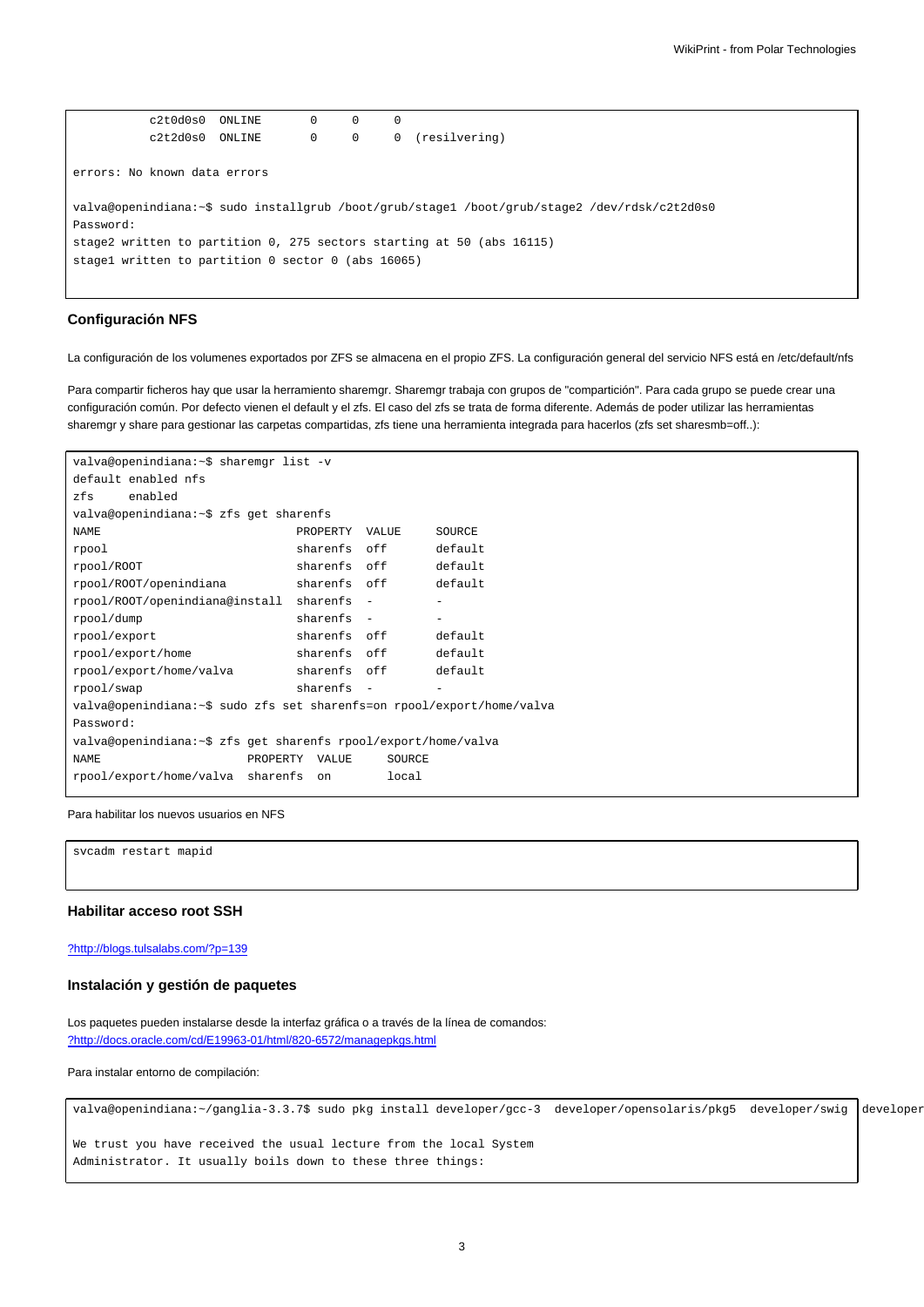```
          c2t0d0s0  ONLINE       0     0     0
          c2t2d0s0  ONLINE       0     0     0  (resilvering)

errors: No known data errors

valva@openindiana:~$ sudo installgrub /boot/grub/stage1 /boot/grub/stage2 /dev/rdsk/c2t2d0s0
Password:
stage2 written to partition 0, 275 sectors starting at 50 (abs 16115)
stage1 written to partition 0 sector 0 (abs 16065)
```

### Configuración NFS

La configuración de los volumenes exportados por ZFS se almacena en el propio ZFS. La configuración general del servicio NFS está en /etc/default/nfs

Para compartir ficheros hay que usar la herramiento sharemgr. Sharemgr trabaja con grupos de "compartición". Para cada grupo se puede crear una configuración común. Por defecto vienen el default y el zfs. El caso del zfs se trata de forma diferente. Además de poder utilizar las herramientas sharemgr y share para gestionar las carpetas compartidas, zfs tiene una herramienta integrada para hacerlos (zfs set sharesmb=off..):

```
valva@openindiana:~$ sharemgr list -v
default enabled nfs
zfs     enabled
valva@openindiana:~$ zfs get sharenfs
NAME                            PROPERTY  VALUE     SOURCE
rpool                           sharenfs  off       default
rpool/ROOT                      sharenfs  off       default
rpool/ROOT/openindiana          sharenfs  off       default
rpool/ROOT/openindiana@install  sharenfs  -         -
rpool/dump                      sharenfs  -         -
rpool/export                    sharenfs  off       default
rpool/export/home               sharenfs  off       default
rpool/export/home/valva         sharenfs  off       default
rpool/swap                      sharenfs  -         -
valva@openindiana:~$ sudo zfs set sharenfs=on rpool/export/home/valva
Password:
valva@openindiana:~$ zfs get sharenfs rpool/export/home/valva
NAME                     PROPERTY  VALUE     SOURCE
rpool/export/home/valva  sharenfs  on        local
```

Para habilitar los nuevos usuarios en NFS

```
svcadm restart mapid
```

### Habilitar acceso root SSH

?http://blogs.tulsalabs.com/?p=139

### Instalación y gestión de paquetes

Los paquetes pueden instalarse desde la interfaz gráfica o a través de la línea de comandos:
?http://docs.oracle.com/cd/E19963-01/html/820-6572/managepkgs.html

Para instalar entorno de compilación:

```
valva@openindiana:~/ganglia-3.3.7$ sudo pkg install developer/gcc-3  developer/opensolaris/pkg5  developer/swig  developer

We trust you have received the usual lecture from the local System
Administrator. It usually boils down to these three things:
```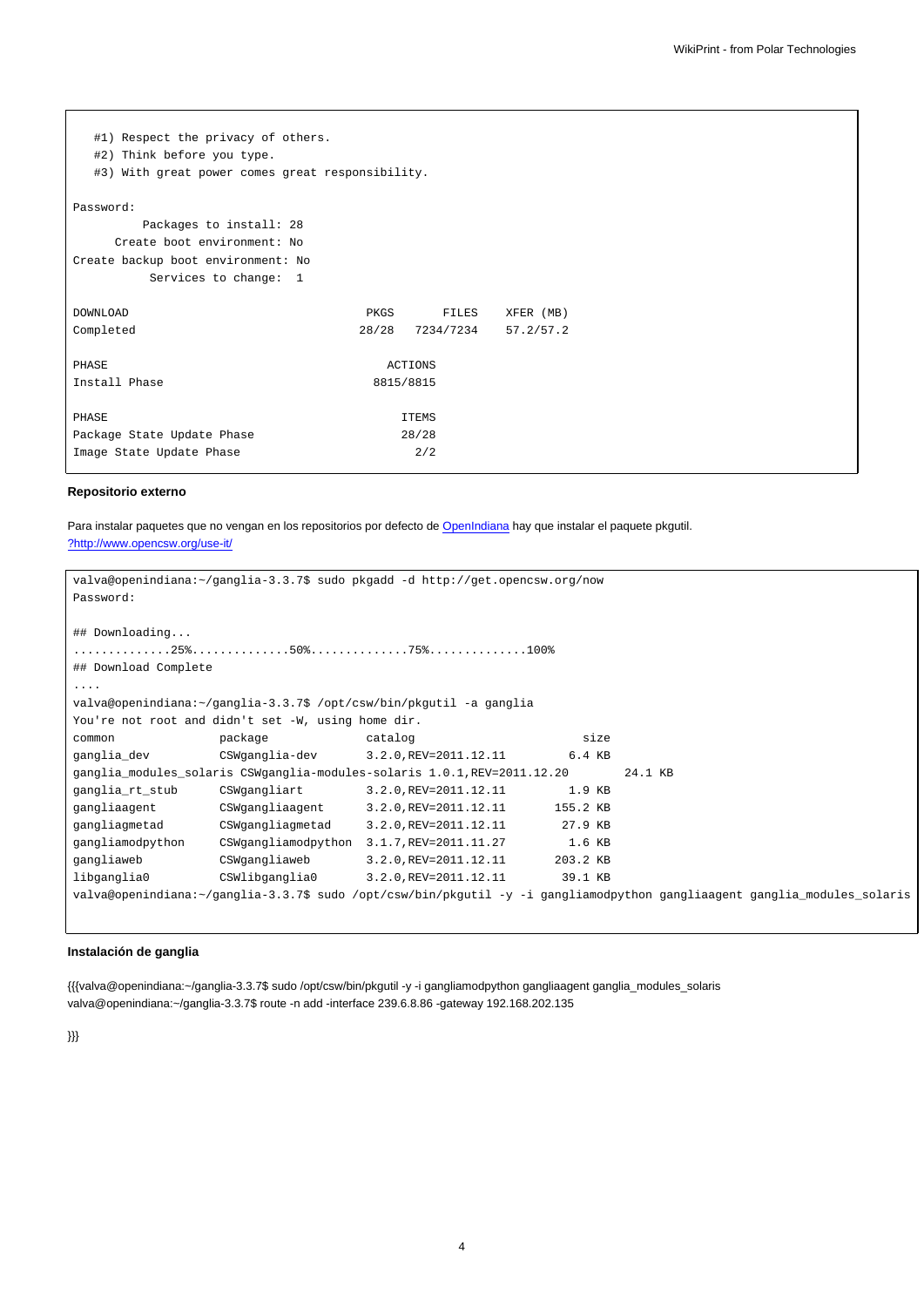```
   #1) Respect the privacy of others.
   #2) Think before you type.
   #3) With great power comes great responsibility.

Password:
          Packages to install: 28
      Create boot environment: No
Create backup boot environment: No
           Services to change:  1

DOWNLOAD                                  PKGS       FILES    XFER (MB)
Completed                                28/28   7234/7234    57.2/57.2

PHASE                                        ACTIONS
Install Phase                              8815/8815

PHASE                                          ITEMS
Package State Update Phase                     28/28
Image State Update Phase                         2/2
```

#### Repositorio externo

Para instalar paquetes que no vengan en los repositorios por defecto de OpenIndiana hay que instalar el paquete pkgutil. ?http://www.opencsw.org/use-it/

```
valva@openindiana:~/ganglia-3.3.7$ sudo pkgadd -d http://get.opencsw.org/now
Password:

## Downloading...
..............25%..............50%..............75%..............100%
## Download Complete
....
valva@openindiana:~/ganglia-3.3.7$ /opt/csw/bin/pkgutil -a ganglia
You're not root and didn't set -W, using home dir.
common              package              catalog                        size
ganglia_dev         CSWganglia-dev       3.2.0,REV=2011.12.11         6.4 KB
ganglia_modules_solaris CSWganglia-modules-solaris 1.0.1,REV=2011.12.20        24.1 KB
ganglia_rt_stub     CSWgangliart         3.2.0,REV=2011.12.11         1.9 KB
gangliaagent        CSWgangliaagent      3.2.0,REV=2011.12.11       155.2 KB
gangliagmetad       CSWgangliagmetad     3.2.0,REV=2011.12.11        27.9 KB
gangliamodpython    CSWgangliamodpython  3.1.7,REV=2011.11.27         1.6 KB
gangliaweb          CSWgangliaweb        3.2.0,REV=2011.12.11       203.2 KB
libganglia0         CSWlibganglia0       3.2.0,REV=2011.12.11        39.1 KB
valva@openindiana:~/ganglia-3.3.7$ sudo /opt/csw/bin/pkgutil -y -i gangliamodpython gangliaagent ganglia_modules_solaris
```

#### Instalación de ganglia

{{{valva@openindiana:~/ganglia-3.3.7$ sudo /opt/csw/bin/pkgutil -y -i gangliamodpython gangliaagent ganglia_modules_solaris
valva@openindiana:~/ganglia-3.3.7$ route -n add -interface 239.6.8.86 -gateway 192.168.202.135

}}}